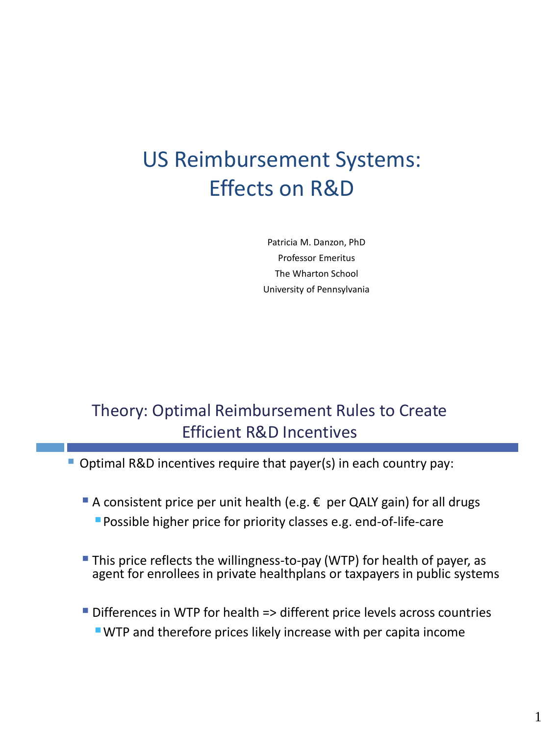# US Reimbursement Systems: Effects on R&D

Patricia M. Danzon, PhD
Professor Emeritus
The Wharton School
University of Pennsylvania

## Theory: Optimal Reimbursement Rules to Create Efficient R&D Incentives

- Optimal R&D incentives require that payer(s) in each country pay:
  - A consistent price per unit health (e.g. € per QALY gain) for all drugs
    - Possible higher price for priority classes e.g. end-of-life-care
  - This price reflects the willingness-to-pay (WTP) for health of payer, as agent for enrollees in private healthplans or taxpayers in public systems
  - Differences in WTP for health => different price levels across countries
    - WTP and therefore prices likely increase with per capita income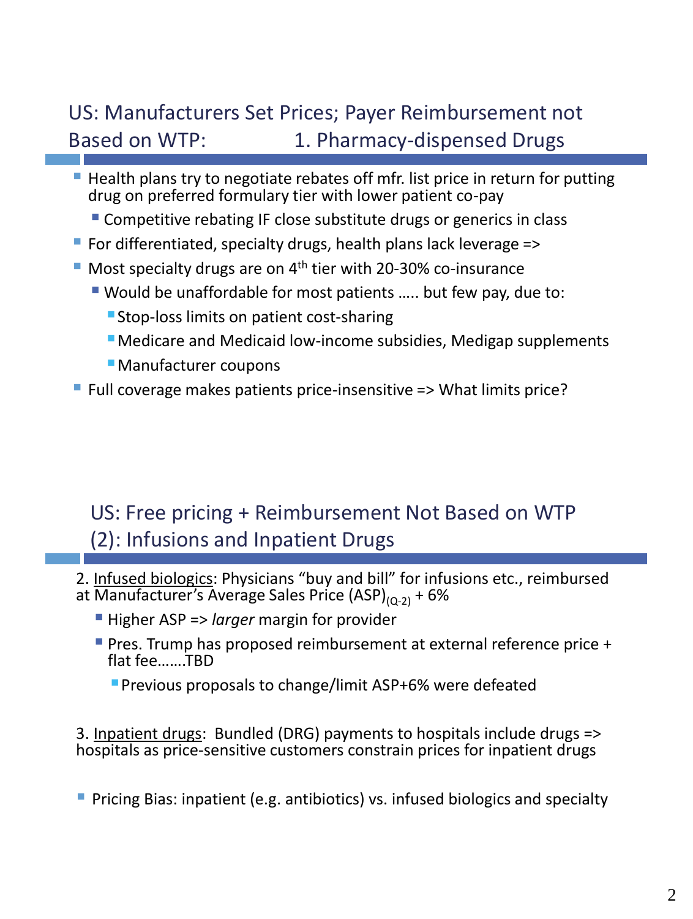## US: Manufacturers Set Prices; Payer Reimbursement not Based on WTP: 1. Pharmacy-dispensed Drugs

- Health plans try to negotiate rebates off mfr. list price in return for putting drug on preferred formulary tier with lower patient co-pay
  - Competitive rebating IF close substitute drugs or generics in class
- For differentiated, specialty drugs, health plans lack leverage =>
- Most specialty drugs are on 4th tier with 20-30% co-insurance
  - Would be unaffordable for most patients ….. but few pay, due to:
    - Stop-loss limits on patient cost-sharing
    - Medicare and Medicaid low-income subsidies, Medigap supplements
    - Manufacturer coupons
- Full coverage makes patients price-insensitive => What limits price?

## US: Free pricing + Reimbursement Not Based on WTP (2): Infusions and Inpatient Drugs

2. <u>Infused biologics</u>: Physicians "buy and bill" for infusions etc., reimbursed at Manufacturer's Average Sales Price $(ASP)_{(Q\text{-}2)}$ + 6%

- Higher ASP => *larger* margin for provider
- Pres. Trump has proposed reimbursement at external reference price + flat fee…….TBD
  - Previous proposals to change/limit ASP+6% were defeated

3. <u>Inpatient drugs</u>: Bundled (DRG) payments to hospitals include drugs => hospitals as price-sensitive customers constrain prices for inpatient drugs

- Pricing Bias: inpatient (e.g. antibiotics) vs. infused biologics and specialty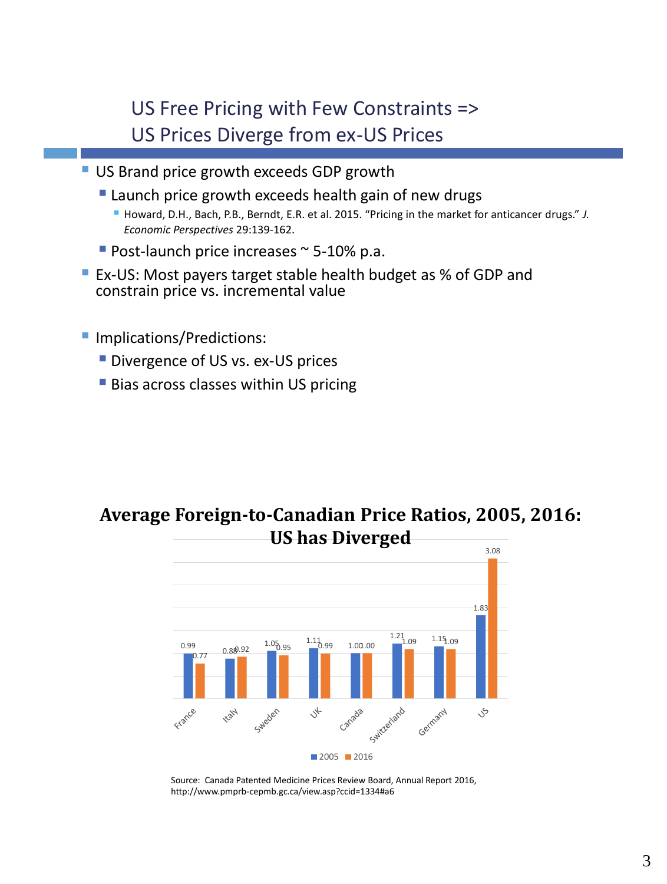# US Free Pricing with Few Constraints => US Prices Diverge from ex-US Prices

- US Brand price growth exceeds GDP growth
  - Launch price growth exceeds health gain of new drugs
    - Howard, D.H., Bach, P.B., Berndt, E.R. et al. 2015. "Pricing in the market for anticancer drugs." *J. Economic Perspectives* 29:139-162.
  - Post-launch price increases ~ 5-10% p.a.
- Ex-US: Most payers target stable health budget as % of GDP and constrain price vs. incremental value

- Implications/Predictions:
  - Divergence of US vs. ex-US prices
  - Bias across classes within US pricing

**Average Foreign-to-Canadian Price Ratios, 2005, 2016: US has Diverged**

| Country | 2005 | 2016 |
| --- | --- | --- |
| France | 0.99 | 0.77 |
| Italy | 0.88 | 0.92 |
| Sweden | 1.05 | 0.95 |
| UK | 1.11 | 0.99 |
| Canada | 1.00 | 1.00 |
| Switzerland | 1.21 | 1.09 |
| Germany | 1.15 | 1.09 |
| US | 1.83 | 3.08 |

Source: Canada Patented Medicine Prices Review Board, Annual Report 2016, http://www.pmprb-cepmb.gc.ca/view.asp?ccid=1334#a6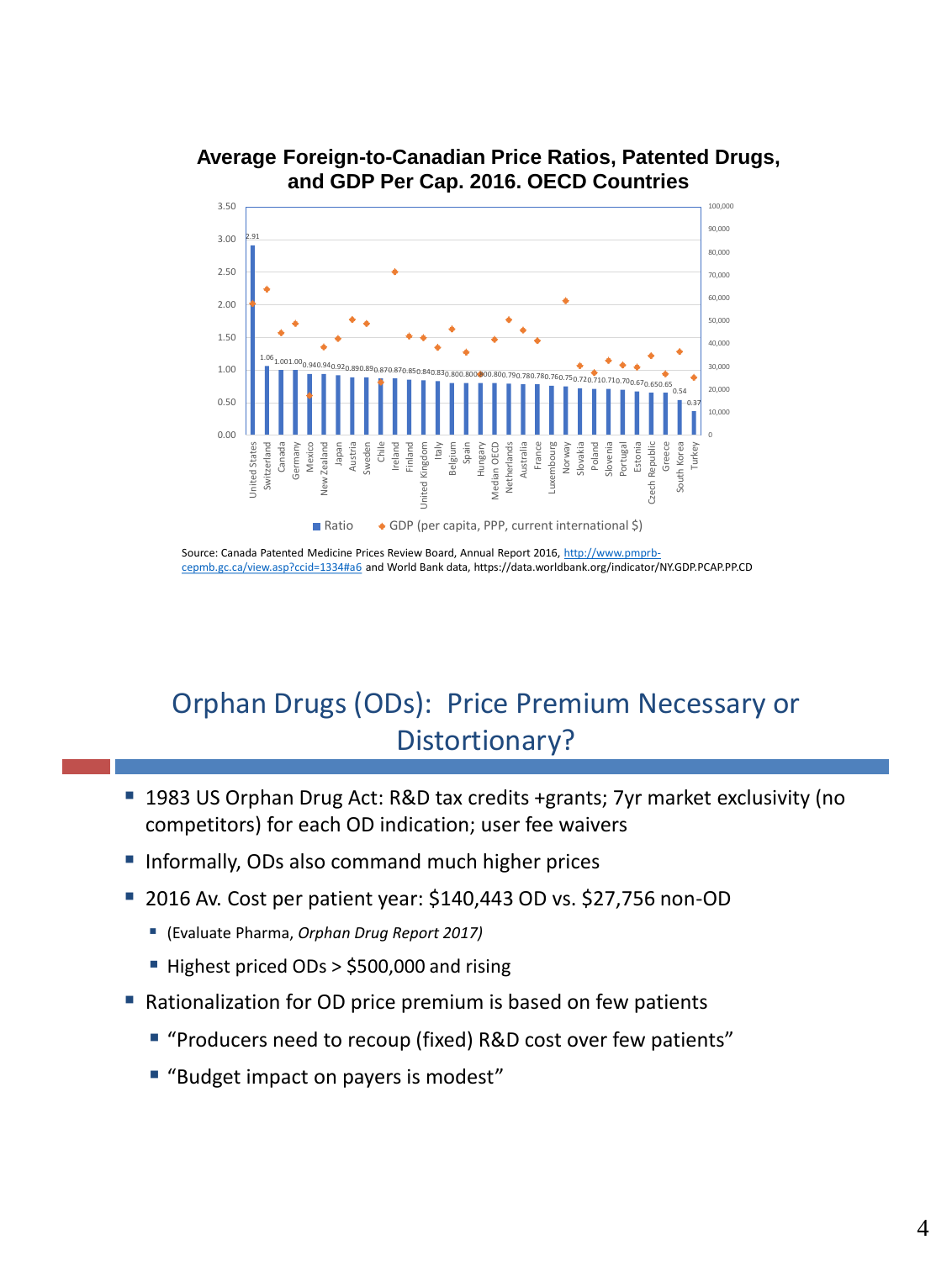**Average Foreign-to-Canadian Price Ratios, Patented Drugs, and GDP Per Cap. 2016. OECD Countries**

| Country | Ratio |
|---|---|
| United States | 2.91 |
| Switzerland | 1.06 |
| Canada | 1.00 |
| Germany | 1.00 |
| Mexico | 0.94 |
| New Zealand | 0.94 |
| Japan | 0.92 |
| Austria | 0.89 |
| Sweden | 0.89 |
| Chile | 0.87 |
| Ireland | 0.87 |
| Finland | 0.85 |
| United Kingdom | 0.84 |
| Italy | 0.83 |
| Belgium | 0.80 |
| Spain | 0.80 |
| Hungary | 0.80 |
| Median OECD | 0.80 |
| Netherlands | 0.79 |
| Australia | 0.78 |
| France | 0.78 |
| Luxembourg | 0.76 |
| Norway | 0.75 |
| Slovakia | 0.72 |
| Poland | 0.71 |
| Slovenia | 0.71 |
| Portugal | 0.70 |
| Estonia | 0.67 |
| Czech Republic | 0.65 |
| Greece | 0.65 |
| South Korea | 0.54 |
| Turkey | 0.37 |

Legend: Ratio; GDP (per capita, PPP, current international $)

Source: Canada Patented Medicine Prices Review Board, Annual Report 2016, http://www.pmprb-cepmb.gc.ca/view.asp?ccid=1334#a6 and World Bank data, https://data.worldbank.org/indicator/NY.GDP.PCAP.PP.CD

## Orphan Drugs (ODs): Price Premium Necessary or Distortionary?

- 1983 US Orphan Drug Act: R&D tax credits +grants; 7yr market exclusivity (no competitors) for each OD indication; user fee waivers
- Informally, ODs also command much higher prices
- 2016 Av. Cost per patient year: $140,443 OD vs. $27,756 non-OD
  - (Evaluate Pharma, *Orphan Drug Report 2017)*
  - Highest priced ODs > $500,000 and rising
- Rationalization for OD price premium is based on few patients
  - "Producers need to recoup (fixed) R&D cost over few patients"
  - "Budget impact on payers is modest"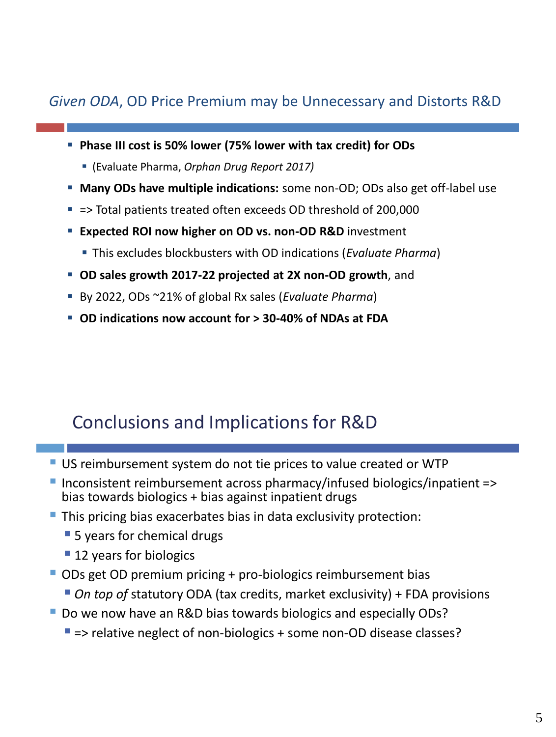## *Given ODA*, OD Price Premium may be Unnecessary and Distorts R&D

- **Phase III cost is 50% lower (75% lower with tax credit) for ODs**
  - (Evaluate Pharma, *Orphan Drug Report 2017)*
- **Many ODs have multiple indications:** some non-OD; ODs also get off-label use
- => Total patients treated often exceeds OD threshold of 200,000
- **Expected ROI now higher on OD vs. non-OD R&D** investment
  - This excludes blockbusters with OD indications (*Evaluate Pharma*)
- **OD sales growth 2017-22 projected at 2X non-OD growth**, and
- By 2022, ODs ~21% of global Rx sales (*Evaluate Pharma*)
- **OD indications now account for > 30-40% of NDAs at FDA**

## Conclusions and Implications for R&D

- US reimbursement system do not tie prices to value created or WTP
- Inconsistent reimbursement across pharmacy/infused biologics/inpatient => bias towards biologics + bias against inpatient drugs
- This pricing bias exacerbates bias in data exclusivity protection:
  - 5 years for chemical drugs
  - 12 years for biologics
- ODs get OD premium pricing + pro-biologics reimbursement bias
  - *On top of* statutory ODA (tax credits, market exclusivity) + FDA provisions
- Do we now have an R&D bias towards biologics and especially ODs?
  - => relative neglect of non-biologics + some non-OD disease classes?